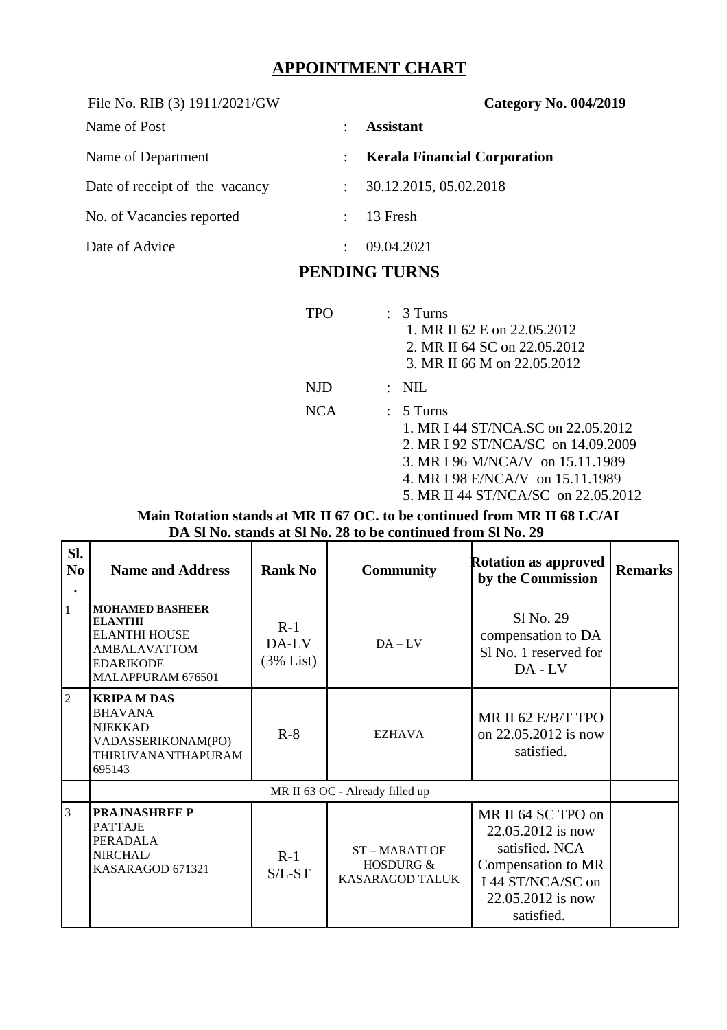# APPOINTMENT CHART

File No. RIB (3) 1911/2021/GW **Category No. 004/2019**

| | | |
|---|---|---|
| Name of Post | : | **Assistant** |
| Name of Department | : | **Kerala Financial Corporation** |
| Date of receipt of the vacancy | : | 30.12.2015, 05.02.2018 |
| No. of Vacancies reported | : | 13 Fresh |
| Date of Advice | : | 09.04.2021 |

## PENDING TURNS

TPO : 3 Turns
1. MR II 62 E on 22.05.2012
2. MR II 64 SC on 22.05.2012
3. MR II 66 M on 22.05.2012

NJD : NIL

NCA : 5 Turns
1. MR I 44 ST/NCA.SC on 22.05.2012
2. MR I 92 ST/NCA/SC on 14.09.2009
3. MR I 96 M/NCA/V on 15.11.1989
4. MR I 98 E/NCA/V on 15.11.1989
5. MR II 44 ST/NCA/SC on 22.05.2012

**Main Rotation stands at MR II 67 OC. to be continued from MR II 68 LC/AI**
**DA Sl No. stands at Sl No. 28 to be continued from Sl No. 29**

| Sl. No. | Name and Address | Rank No | Community | Rotation as approved by the Commission | Remarks |
|---|---|---|---|---|---|
| 1 | **MOHAMED BASHEER ELANTHI**<br>ELANTHI HOUSE<br>AMBALAVATTOM<br>EDARIKODE<br>MALAPPURAM 676501 | R-1<br>DA-LV<br>(3% List) | DA – LV | Sl No. 29 compensation to DA Sl No. 1 reserved for DA - LV | |
| 2 | **KRIPA M DAS**<br>BHAVANA<br>NJEKKAD<br>VADASSERIKONAM(PO)<br>THIRUVANANTHAPURAM 695143 | R-8 | EZHAVA | MR II 62 E/B/T TPO on 22.05.2012 is now satisfied. | |
| | MR II 63 OC - Already filled up | | | | |
| 3 | **PRAJNASHREE P**<br>PATTAJE<br>PERADALA<br>NIRCHAL/<br>KASARAGOD 671321 | R-1<br>S/L-ST | ST – MARATI OF HOSDURG & KASARAGOD TALUK | MR II 64 SC TPO on 22.05.2012 is now satisfied. NCA Compensation to MR I 44 ST/NCA/SC on 22.05.2012 is now satisfied. | |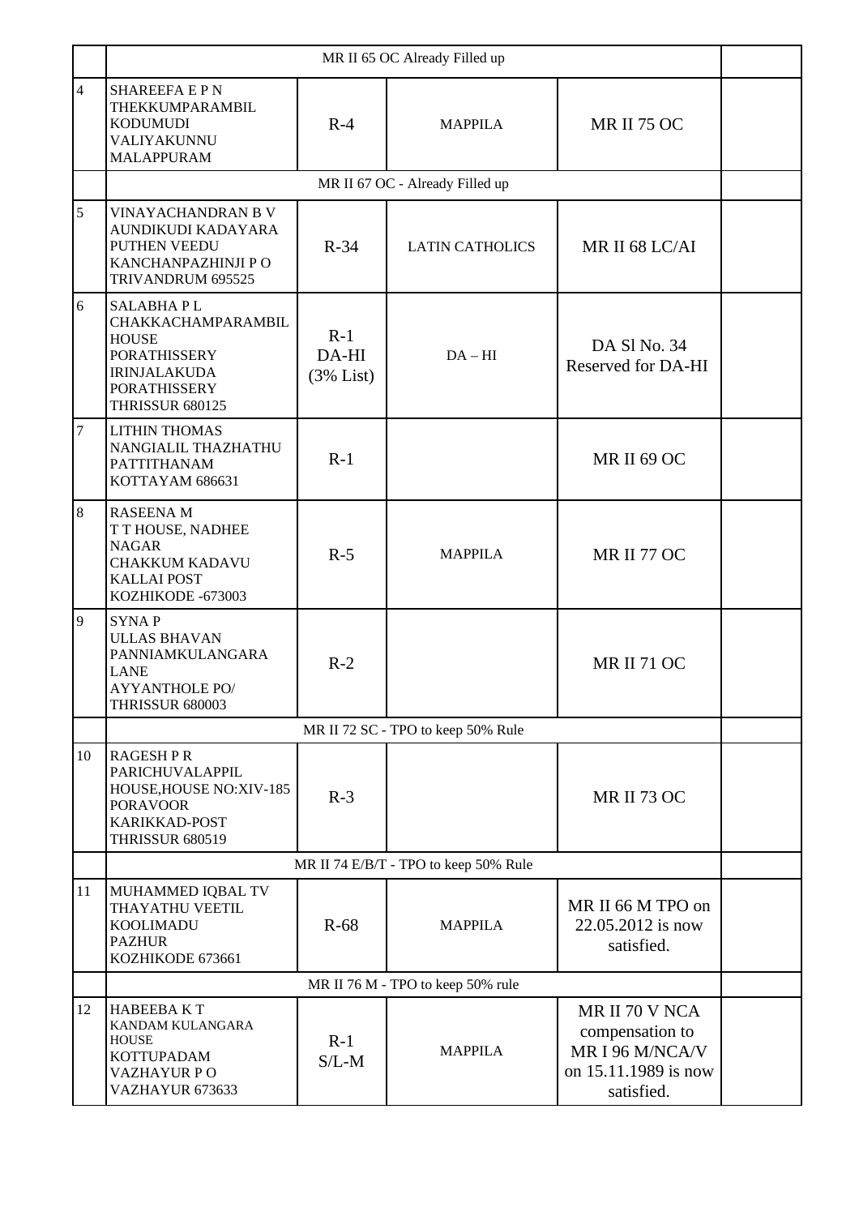| | | | | | |
|---|---|---|---|---|---|
| | MR II 65 OC Already Filled up | | | | |
| 4 | SHAREEFA E P N THEKKUMPARAMBIL KODUMUDI VALIYAKUNNU MALAPPURAM | R-4 | MAPPILA | MR II 75 OC | |
| | MR II 67 OC - Already Filled up | | | | |
| 5 | VINAYACHANDRAN B V AUNDIKUDI KADAYARA PUTHEN VEEDU KANCHANPAZHINJI P O TRIVANDRUM 695525 | R-34 | LATIN CATHOLICS | MR II 68 LC/AI | |
| 6 | SALABHA P L CHAKKACHAMPARAMBIL HOUSE PORATHISSERY IRINJALAKUDA PORATHISSERY THRISSUR 680125 | R-1 DA-HI (3% List) | DA – HI | DA Sl No. 34 Reserved for DA-HI | |
| 7 | LITHIN THOMAS NANGIALIL THAZHATHU PATTITHANAM KOTTAYAM 686631 | R-1 | | MR II 69 OC | |
| 8 | RASEENA M T T HOUSE, NADHEE NAGAR CHAKKUM KADAVU KALLAI POST KOZHIKODE -673003 | R-5 | MAPPILA | MR II 77 OC | |
| 9 | SYNA P ULLAS BHAVAN PANNIAMKULANGARA LANE AYYANTHOLE PO/ THRISSUR 680003 | R-2 | | MR II 71 OC | |
| | MR II 72 SC - TPO to keep 50% Rule | | | | |
| 10 | RAGESH P R PARICHUVALAPPIL HOUSE,HOUSE NO:XIV-185 PORAVOOR KARIKKAD-POST THRISSUR 680519 | R-3 | | MR II 73 OC | |
| | MR II 74 E/B/T - TPO to keep 50% Rule | | | | |
| 11 | MUHAMMED IQBAL TV THAYATHU VEETIL KOOLIMADU PAZHUR KOZHIKODE 673661 | R-68 | MAPPILA | MR II 66 M TPO on 22.05.2012 is now satisfied. | |
| | MR II 76 M - TPO to keep 50% rule | | | | |
| 12 | HABEEBA K T KANDAM KULANGARA HOUSE KOTTUPADAM VAZHAYUR P O VAZHAYUR 673633 | R-1 S/L-M | MAPPILA | MR II 70 V NCA compensation to MR I 96 M/NCA/V on 15.11.1989 is now satisfied. | |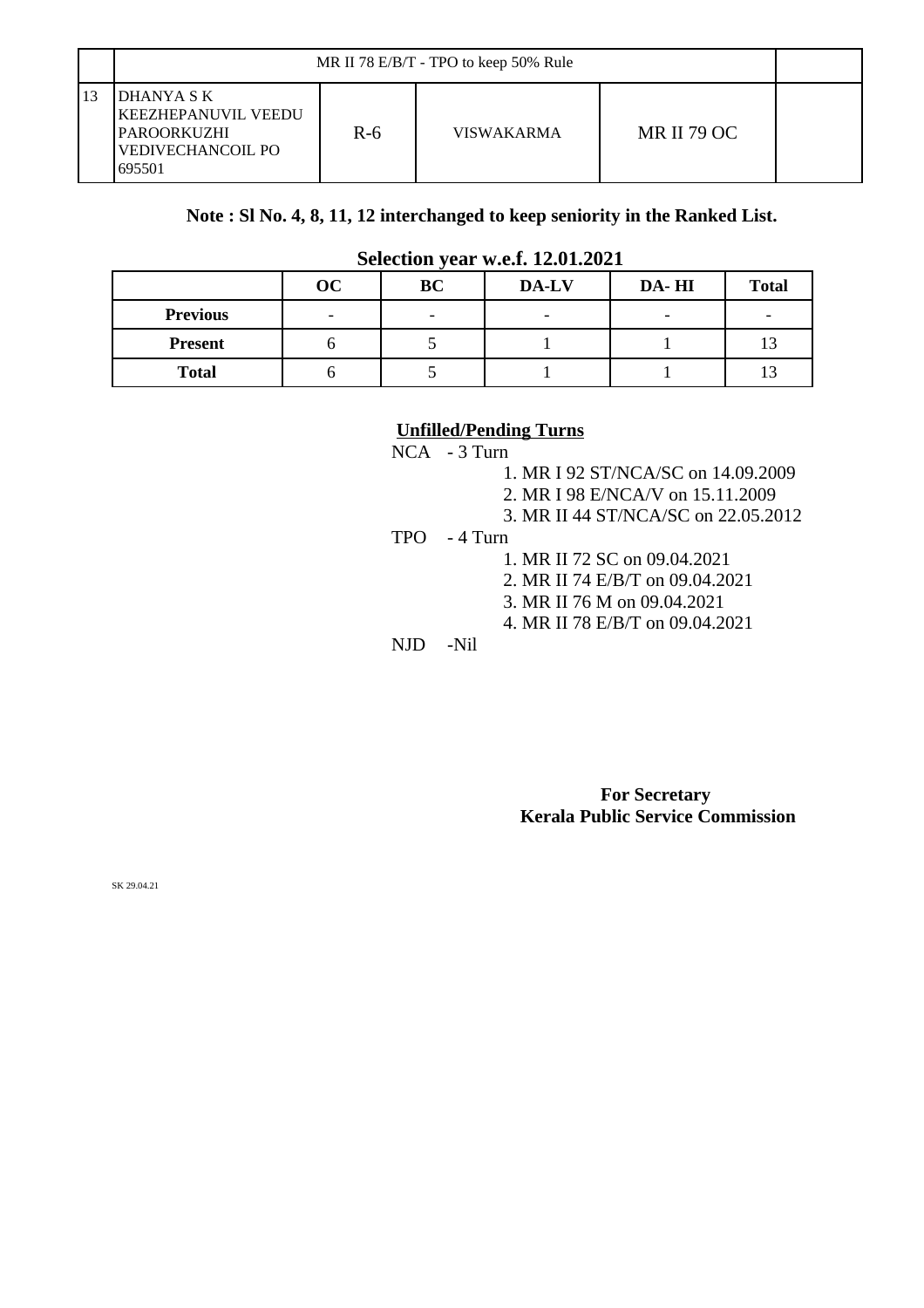| | | | | | |
|---|---|---|---|---|---|
| | MR II 78 E/B/T - TPO to keep 50% Rule | | | | |
| 13 | DHANYA S K<br>KEEZHEPANUVIL VEEDU<br>PAROORKUZHI<br>VEDIVECHANCOIL PO<br>695501 | R-6 | VISWAKARMA | MR II 79 OC | |

**Note : Sl No. 4, 8, 11, 12 interchanged to keep seniority in the Ranked List.**

**Selection year w.e.f. 12.01.2021**

| | OC | BC | DA-LV | DA- HI | Total |
|---|---|---|---|---|---|
| **Previous** | - | - | - | - | - |
| **Present** | 6 | 5 | 1 | 1 | 13 |
| **Total** | 6 | 5 | 1 | 1 | 13 |

**Unfilled/Pending Turns**

NCA - 3 Turn

1. MR I 92 ST/NCA/SC on 14.09.2009
2. MR I 98 E/NCA/V on 15.11.2009
3. MR II 44 ST/NCA/SC on 22.05.2012

TPO - 4 Turn

1. MR II 72 SC on 09.04.2021
2. MR II 74 E/B/T on 09.04.2021
3. MR II 76 M on 09.04.2021
4. MR II 78 E/B/T on 09.04.2021

NJD -Nil

**For Secretary**
**Kerala Public Service Commission**

SK 29.04.21